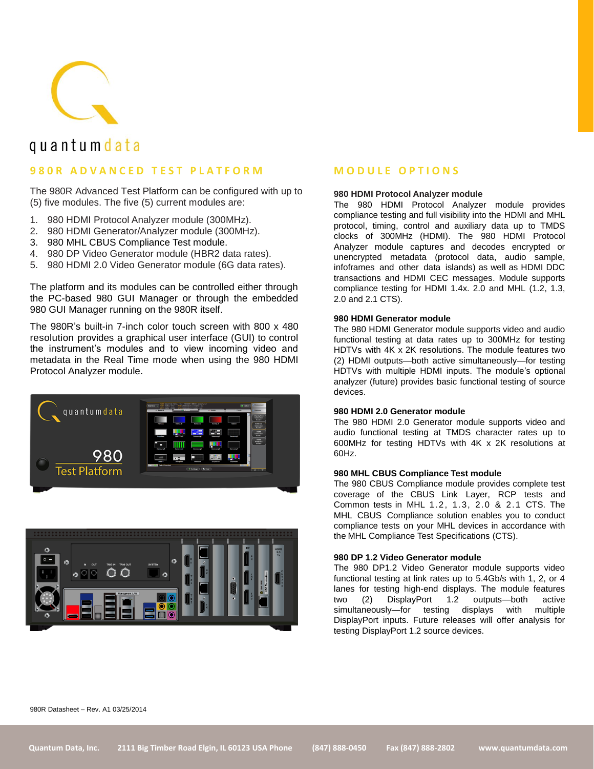quantumdata

## 980R ADVANCED TEST PLATFORM

The 980R Advanced Test Platform can be configured with up to (5) five modules. The five (5) current modules are:

1. 980 HDMI Protocol Analyzer module (300MHz).
2. 980 HDMI Generator/Analyzer module (300MHz).
3. 980 MHL CBUS Compliance Test module.
4. 980 DP Video Generator module (HBR2 data rates).
5. 980 HDMI 2.0 Video Generator module (6G data rates).

The platform and its modules can be controlled either through the PC-based 980 GUI Manager or through the embedded 980 GUI Manager running on the 980R itself.

The 980R's built-in 7-inch color touch screen with 800 x 480 resolution provides a graphical user interface (GUI) to control the instrument's modules and to view incoming video and metadata in the Real Time mode when using the 980 HDMI Protocol Analyzer module.

## MODULE OPTIONS

**980 HDMI Protocol Analyzer module**

The 980 HDMI Protocol Analyzer module provides compliance testing and full visibility into the HDMI and MHL protocol, timing, control and auxiliary data up to TMDS clocks of 300MHz (HDMI). The 980 HDMI Protocol Analyzer module captures and decodes encrypted or unencrypted metadata (protocol data, audio sample, infoframes and other data islands) as well as HDMI DDC transactions and HDMI CEC messages. Module supports compliance testing for HDMI 1.4x. 2.0 and MHL (1.2, 1.3, 2.0 and 2.1 CTS).

**980 HDMI Generator module**

The 980 HDMI Generator module supports video and audio functional testing at data rates up to 300MHz for testing HDTVs with 4K x 2K resolutions. The module features two (2) HDMI outputs—both active simultaneously—for testing HDTVs with multiple HDMI inputs. The module's optional analyzer (future) provides basic functional testing of source devices.

**980 HDMI 2.0 Generator module**

The 980 HDMI 2.0 Generator module supports video and audio functional testing at TMDS character rates up to 600MHz for testing HDTVs with 4K x 2K resolutions at 60Hz.

**980 MHL CBUS Compliance Test module**

The 980 CBUS Compliance module provides complete test coverage of the CBUS Link Layer, RCP tests and Common tests in MHL 1.2, 1.3, 2.0 & 2.1 CTS. The MHL CBUS Compliance solution enables you to conduct compliance tests on your MHL devices in accordance with the MHL Compliance Test Specifications (CTS).

**980 DP 1.2 Video Generator module**

The 980 DP1.2 Video Generator module supports video functional testing at link rates up to 5.4Gb/s with 1, 2, or 4 lanes for testing high-end displays. The module features two (2) DisplayPort 1.2 outputs—both active simultaneously—for testing displays with multiple DisplayPort inputs. Future releases will offer analysis for testing DisplayPort 1.2 source devices.

980R Datasheet – Rev. A1 03/25/2014

Quantum Data, Inc. 2111 Big Timber Road Elgin, IL 60123 USA Phone (847) 888-0450 Fax (847) 888-2802 www.quantumdata.com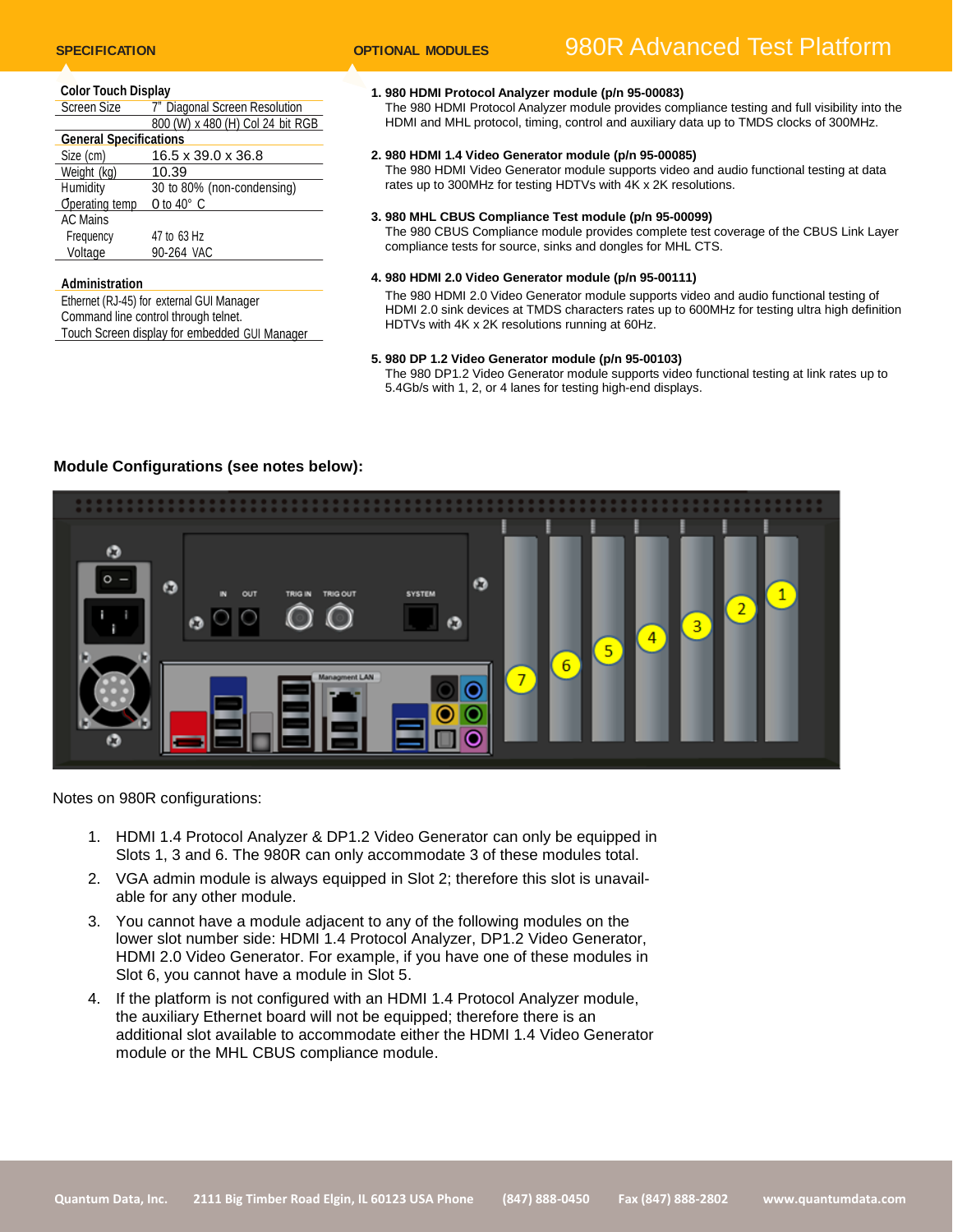# 980R Advanced Test Platform

## SPECIFICATION

| | |
|---|---|
| **Color Touch Display** | |
| Screen Size | 7" Diagonal Screen Resolution |
| | 800 (W) x 480 (H) Col 24 bit RGB |
| **General Specifications** | |
| Size (cm) | 16.5 x 39.0 x 36.8 |
| Weight (kg) | 10.39 |
| Humidity | 30 to 80% (non-condensing) |
| Operating temp | 0 to 40° C |
| AC Mains | |
| Frequency | 47 to 63 Hz |
| Voltage | 90-264 VAC |

**Administration**

Ethernet (RJ-45) for external GUI Manager
Command line control through telnet.
Touch Screen display for embedded GUI Manager

## OPTIONAL MODULES

1. **980 HDMI Protocol Analyzer module (p/n 95-00083)**
   The 980 HDMI Protocol Analyzer module provides compliance testing and full visibility into the HDMI and MHL protocol, timing, control and auxiliary data up to TMDS clocks of 300MHz.

2. **980 HDMI 1.4 Video Generator module (p/n 95-00085)**
   The 980 HDMI Video Generator module supports video and audio functional testing at data rates up to 300MHz for testing HDTVs with 4K x 2K resolutions.

3. **980 MHL CBUS Compliance Test module (p/n 95-00099)**
   The 980 CBUS Compliance module provides complete test coverage of the CBUS Link Layer compliance tests for source, sinks and dongles for MHL CTS.

4. **980 HDMI 2.0 Video Generator module (p/n 95-00111)**
   The 980 HDMI 2.0 Video Generator module supports video and audio functional testing of HDMI 2.0 sink devices at TMDS characters rates up to 600MHz for testing ultra high definition HDTVs with 4K x 2K resolutions running at 60Hz.

5. **980 DP 1.2 Video Generator module (p/n 95-00103)**
   The 980 DP1.2 Video Generator module supports video functional testing at link rates up to 5.4Gb/s with 1, 2, or 4 lanes for testing high-end displays.

## Module Configurations (see notes below):

IN OUT TRIG IN TRIG OUT SYSTEM Managment LAN
7 6 5 4 3 2 1

Notes on 980R configurations:

1. HDMI 1.4 Protocol Analyzer & DP1.2 Video Generator can only be equipped in Slots 1, 3 and 6. The 980R can only accommodate 3 of these modules total.
2. VGA admin module is always equipped in Slot 2; therefore this slot is unavailable for any other module.
3. You cannot have a module adjacent to any of the following modules on the lower slot number side: HDMI 1.4 Protocol Analyzer, DP1.2 Video Generator, HDMI 2.0 Video Generator. For example, if you have one of these modules in Slot 6, you cannot have a module in Slot 5.
4. If the platform is not configured with an HDMI 1.4 Protocol Analyzer module, the auxiliary Ethernet board will not be equipped; therefore there is an additional slot available to accommodate either the HDMI 1.4 Video Generator module or the MHL CBUS compliance module.

Quantum Data, Inc. 2111 Big Timber Road Elgin, IL 60123 USA Phone (847) 888-0450 Fax (847) 888-2802 www.quantumdata.com